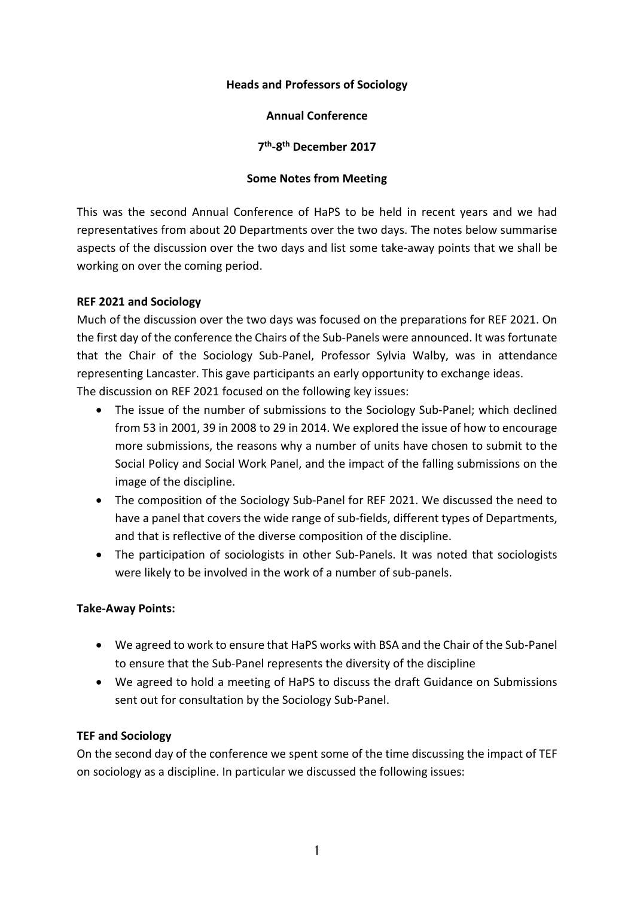**Heads and Professors of Sociology**

**Annual Conference**

**7th-8th December 2017**

**Some Notes from Meeting**

This was the second Annual Conference of HaPS to be held in recent years and we had representatives from about 20 Departments over the two days. The notes below summarise aspects of the discussion over the two days and list some take-away points that we shall be working on over the coming period.

**REF 2021 and Sociology**

Much of the discussion over the two days was focused on the preparations for REF 2021. On the first day of the conference the Chairs of the Sub-Panels were announced. It was fortunate that the Chair of the Sociology Sub-Panel, Professor Sylvia Walby, was in attendance representing Lancaster. This gave participants an early opportunity to exchange ideas.
The discussion on REF 2021 focused on the following key issues:

- The issue of the number of submissions to the Sociology Sub-Panel; which declined from 53 in 2001, 39 in 2008 to 29 in 2014. We explored the issue of how to encourage more submissions, the reasons why a number of units have chosen to submit to the Social Policy and Social Work Panel, and the impact of the falling submissions on the image of the discipline.
- The composition of the Sociology Sub-Panel for REF 2021. We discussed the need to have a panel that covers the wide range of sub-fields, different types of Departments, and that is reflective of the diverse composition of the discipline.
- The participation of sociologists in other Sub-Panels. It was noted that sociologists were likely to be involved in the work of a number of sub-panels.

**Take-Away Points:**

- We agreed to work to ensure that HaPS works with BSA and the Chair of the Sub-Panel to ensure that the Sub-Panel represents the diversity of the discipline
- We agreed to hold a meeting of HaPS to discuss the draft Guidance on Submissions sent out for consultation by the Sociology Sub-Panel.

**TEF and Sociology**

On the second day of the conference we spent some of the time discussing the impact of TEF on sociology as a discipline. In particular we discussed the following issues: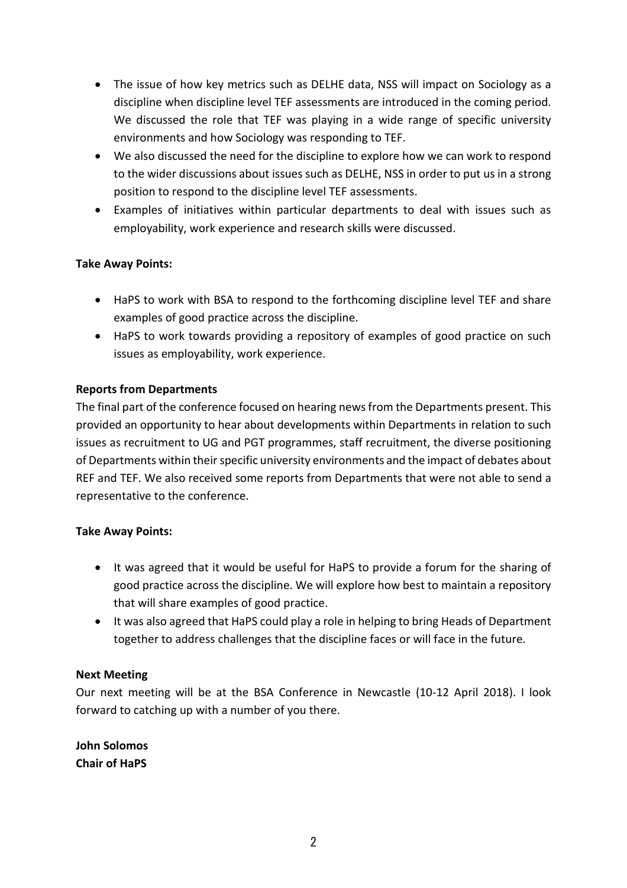- The issue of how key metrics such as DELHE data, NSS will impact on Sociology as a discipline when discipline level TEF assessments are introduced in the coming period. We discussed the role that TEF was playing in a wide range of specific university environments and how Sociology was responding to TEF.
- We also discussed the need for the discipline to explore how we can work to respond to the wider discussions about issues such as DELHE, NSS in order to put us in a strong position to respond to the discipline level TEF assessments.
- Examples of initiatives within particular departments to deal with issues such as employability, work experience and research skills were discussed.

**Take Away Points:**

- HaPS to work with BSA to respond to the forthcoming discipline level TEF and share examples of good practice across the discipline.
- HaPS to work towards providing a repository of examples of good practice on such issues as employability, work experience.

**Reports from Departments**

The final part of the conference focused on hearing news from the Departments present. This provided an opportunity to hear about developments within Departments in relation to such issues as recruitment to UG and PGT programmes, staff recruitment, the diverse positioning of Departments within their specific university environments and the impact of debates about REF and TEF. We also received some reports from Departments that were not able to send a representative to the conference.

**Take Away Points:**

- It was agreed that it would be useful for HaPS to provide a forum for the sharing of good practice across the discipline. We will explore how best to maintain a repository that will share examples of good practice.
- It was also agreed that HaPS could play a role in helping to bring Heads of Department together to address challenges that the discipline faces or will face in the future.

**Next Meeting**

Our next meeting will be at the BSA Conference in Newcastle (10-12 April 2018). I look forward to catching up with a number of you there.

**John Solomos**
**Chair of HaPS**